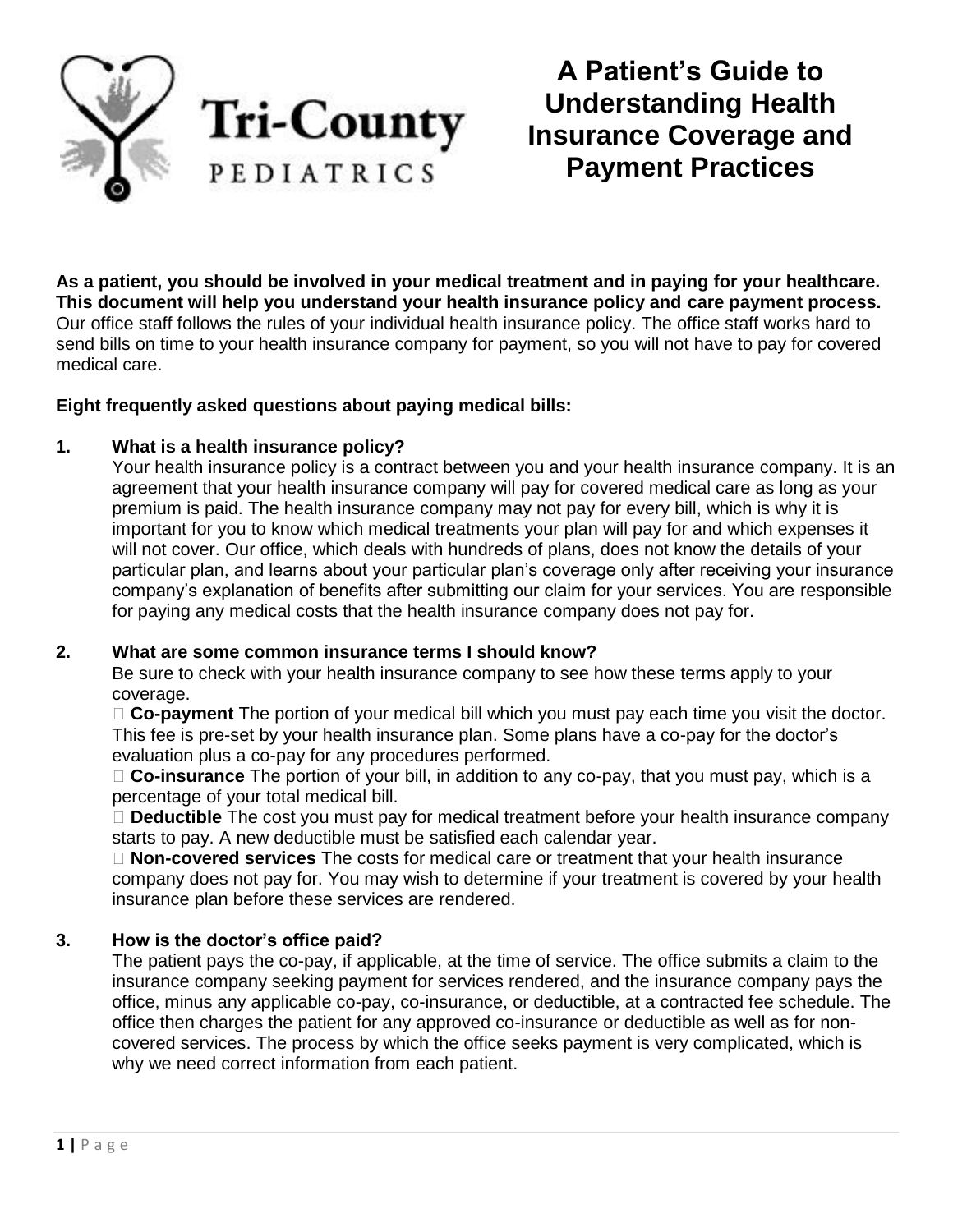Tri-County PEDIATRICS

# A Patient's Guide to Understanding Health Insurance Coverage and Payment Practices

**As a patient, you should be involved in your medical treatment and in paying for your healthcare. This document will help you understand your health insurance policy and care payment process.** Our office staff follows the rules of your individual health insurance policy. The office staff works hard to send bills on time to your health insurance company for payment, so you will not have to pay for covered medical care.

**Eight frequently asked questions about paying medical bills:**

**1. What is a health insurance policy?**

Your health insurance policy is a contract between you and your health insurance company. It is an agreement that your health insurance company will pay for covered medical care as long as your premium is paid. The health insurance company may not pay for every bill, which is why it is important for you to know which medical treatments your plan will pay for and which expenses it will not cover. Our office, which deals with hundreds of plans, does not know the details of your particular plan, and learns about your particular plan's coverage only after receiving your insurance company's explanation of benefits after submitting our claim for your services. You are responsible for paying any medical costs that the health insurance company does not pay for.

**2. What are some common insurance terms I should know?**

Be sure to check with your health insurance company to see how these terms apply to your coverage.

- **Co-payment** The portion of your medical bill which you must pay each time you visit the doctor. This fee is pre-set by your health insurance plan. Some plans have a co-pay for the doctor's evaluation plus a co-pay for any procedures performed.
- **Co-insurance** The portion of your bill, in addition to any co-pay, that you must pay, which is a percentage of your total medical bill.
- **Deductible** The cost you must pay for medical treatment before your health insurance company starts to pay. A new deductible must be satisfied each calendar year.
- **Non-covered services** The costs for medical care or treatment that your health insurance company does not pay for. You may wish to determine if your treatment is covered by your health insurance plan before these services are rendered.

**3. How is the doctor's office paid?**

The patient pays the co-pay, if applicable, at the time of service. The office submits a claim to the insurance company seeking payment for services rendered, and the insurance company pays the office, minus any applicable co-pay, co-insurance, or deductible, at a contracted fee schedule. The office then charges the patient for any approved co-insurance or deductible as well as for non-covered services. The process by which the office seeks payment is very complicated, which is why we need correct information from each patient.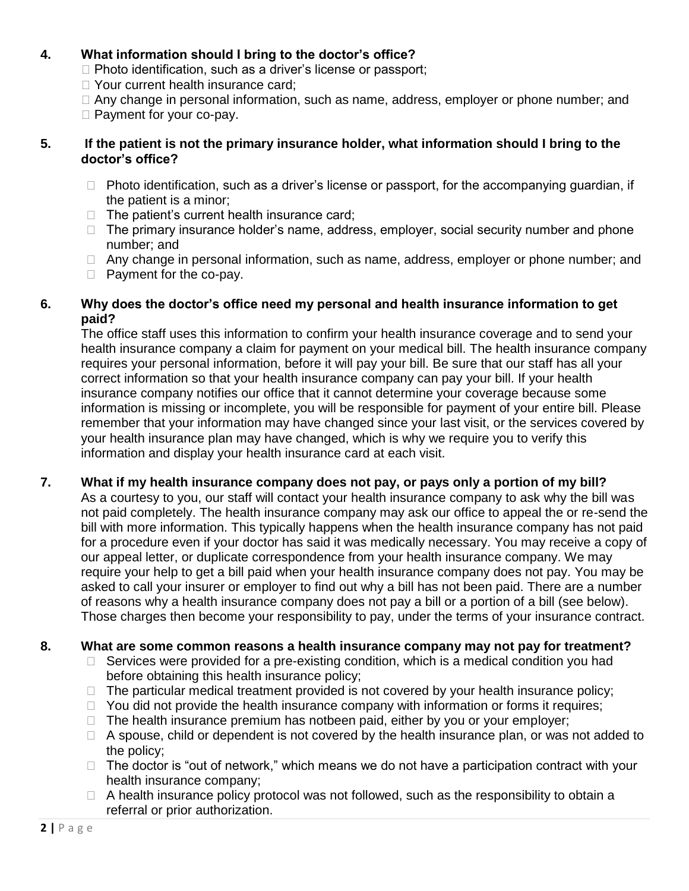4. **What information should I bring to the doctor's office?**
   - Photo identification, such as a driver's license or passport;
   - Your current health insurance card;
   - Any change in personal information, such as name, address, employer or phone number; and
   - Payment for your co-pay.

5. **If the patient is not the primary insurance holder, what information should I bring to the doctor's office?**
   - Photo identification, such as a driver's license or passport, for the accompanying guardian, if the patient is a minor;
   - The patient's current health insurance card;
   - The primary insurance holder's name, address, employer, social security number and phone number; and
   - Any change in personal information, such as name, address, employer or phone number; and
   - Payment for the co-pay.

6. **Why does the doctor's office need my personal and health insurance information to get paid?**
   The office staff uses this information to confirm your health insurance coverage and to send your health insurance company a claim for payment on your medical bill. The health insurance company requires your personal information, before it will pay your bill. Be sure that our staff has all your correct information so that your health insurance company can pay your bill. If your health insurance company notifies our office that it cannot determine your coverage because some information is missing or incomplete, you will be responsible for payment of your entire bill. Please remember that your information may have changed since your last visit, or the services covered by your health insurance plan may have changed, which is why we require you to verify this information and display your health insurance card at each visit.

7. **What if my health insurance company does not pay, or pays only a portion of my bill?**
   As a courtesy to you, our staff will contact your health insurance company to ask why the bill was not paid completely. The health insurance company may ask our office to appeal the or re-send the bill with more information. This typically happens when the health insurance company has not paid for a procedure even if your doctor has said it was medically necessary. You may receive a copy of our appeal letter, or duplicate correspondence from your health insurance company. We may require your help to get a bill paid when your health insurance company does not pay. You may be asked to call your insurer or employer to find out why a bill has not been paid. There are a number of reasons why a health insurance company does not pay a bill or a portion of a bill (see below). Those charges then become your responsibility to pay, under the terms of your insurance contract.

8. **What are some common reasons a health insurance company may not pay for treatment?**
   - Services were provided for a pre-existing condition, which is a medical condition you had before obtaining this health insurance policy;
   - The particular medical treatment provided is not covered by your health insurance policy;
   - You did not provide the health insurance company with information or forms it requires;
   - The health insurance premium has notbeen paid, either by you or your employer;
   - A spouse, child or dependent is not covered by the health insurance plan, or was not added to the policy;
   - The doctor is "out of network," which means we do not have a participation contract with your health insurance company;
   - A health insurance policy protocol was not followed, such as the responsibility to obtain a referral or prior authorization.